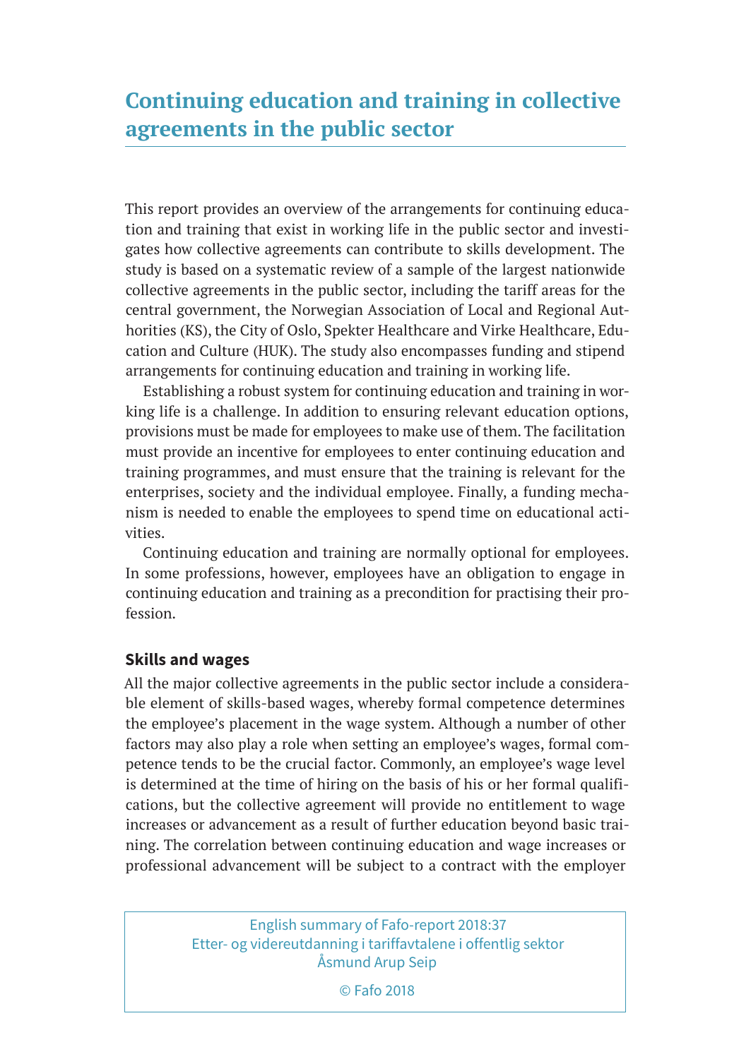# Continuing education and training in collective agreements in the public sector

This report provides an overview of the arrangements for continuing education and training that exist in working life in the public sector and investigates how collective agreements can contribute to skills development. The study is based on a systematic review of a sample of the largest nationwide collective agreements in the public sector, including the tariff areas for the central government, the Norwegian Association of Local and Regional Authorities (KS), the City of Oslo, Spekter Healthcare and Virke Healthcare, Education and Culture (HUK). The study also encompasses funding and stipend arrangements for continuing education and training in working life.

Establishing a robust system for continuing education and training in working life is a challenge. In addition to ensuring relevant education options, provisions must be made for employees to make use of them. The facilitation must provide an incentive for employees to enter continuing education and training programmes, and must ensure that the training is relevant for the enterprises, society and the individual employee. Finally, a funding mechanism is needed to enable the employees to spend time on educational activities.

Continuing education and training are normally optional for employees. In some professions, however, employees have an obligation to engage in continuing education and training as a precondition for practising their profession.

### Skills and wages

All the major collective agreements in the public sector include a considerable element of skills-based wages, whereby formal competence determines the employee's placement in the wage system. Although a number of other factors may also play a role when setting an employee's wages, formal competence tends to be the crucial factor. Commonly, an employee's wage level is determined at the time of hiring on the basis of his or her formal qualifications, but the collective agreement will provide no entitlement to wage increases or advancement as a result of further education beyond basic training. The correlation between continuing education and wage increases or professional advancement will be subject to a contract with the employer

English summary of Fafo-report 2018:37
Etter- og videreutdanning i tariffavtalene i offentlig sektor
Åsmund Arup Seip

© Fafo 2018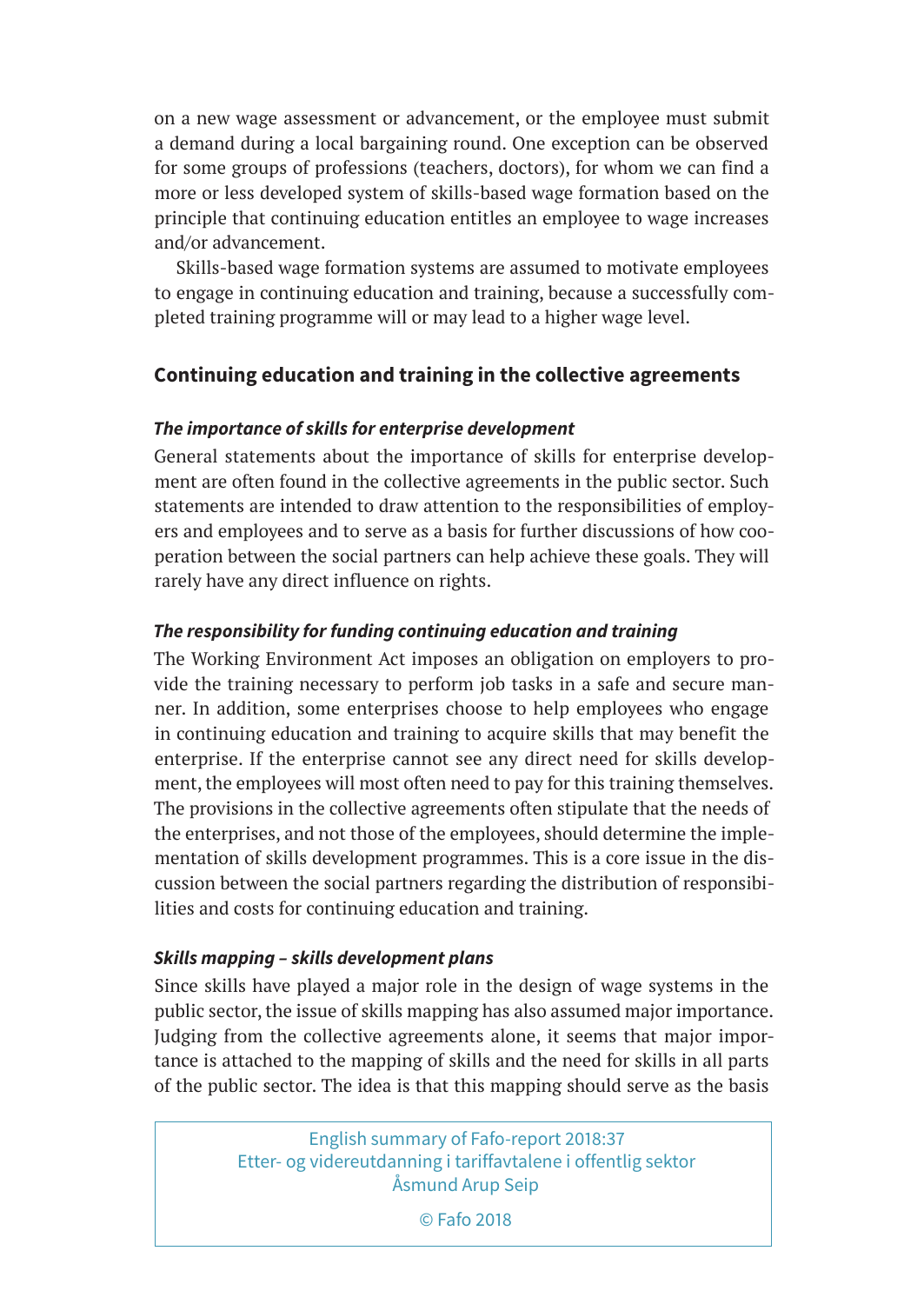on a new wage assessment or advancement, or the employee must submit a demand during a local bargaining round. One exception can be observed for some groups of professions (teachers, doctors), for whom we can find a more or less developed system of skills-based wage formation based on the principle that continuing education entitles an employee to wage increases and/or advancement.

Skills-based wage formation systems are assumed to motivate employees to engage in continuing education and training, because a successfully completed training programme will or may lead to a higher wage level.

## Continuing education and training in the collective agreements

### *The importance of skills for enterprise development*

General statements about the importance of skills for enterprise development are often found in the collective agreements in the public sector. Such statements are intended to draw attention to the responsibilities of employers and employees and to serve as a basis for further discussions of how cooperation between the social partners can help achieve these goals. They will rarely have any direct influence on rights.

### *The responsibility for funding continuing education and training*

The Working Environment Act imposes an obligation on employers to provide the training necessary to perform job tasks in a safe and secure manner. In addition, some enterprises choose to help employees who engage in continuing education and training to acquire skills that may benefit the enterprise. If the enterprise cannot see any direct need for skills development, the employees will most often need to pay for this training themselves. The provisions in the collective agreements often stipulate that the needs of the enterprises, and not those of the employees, should determine the implementation of skills development programmes. This is a core issue in the discussion between the social partners regarding the distribution of responsibilities and costs for continuing education and training.

### *Skills mapping – skills development plans*

Since skills have played a major role in the design of wage systems in the public sector, the issue of skills mapping has also assumed major importance. Judging from the collective agreements alone, it seems that major importance is attached to the mapping of skills and the need for skills in all parts of the public sector. The idea is that this mapping should serve as the basis

English summary of Fafo-report 2018:37
Etter- og videreutdanning i tariffavtalene i offentlig sektor
Åsmund Arup Seip

© Fafo 2018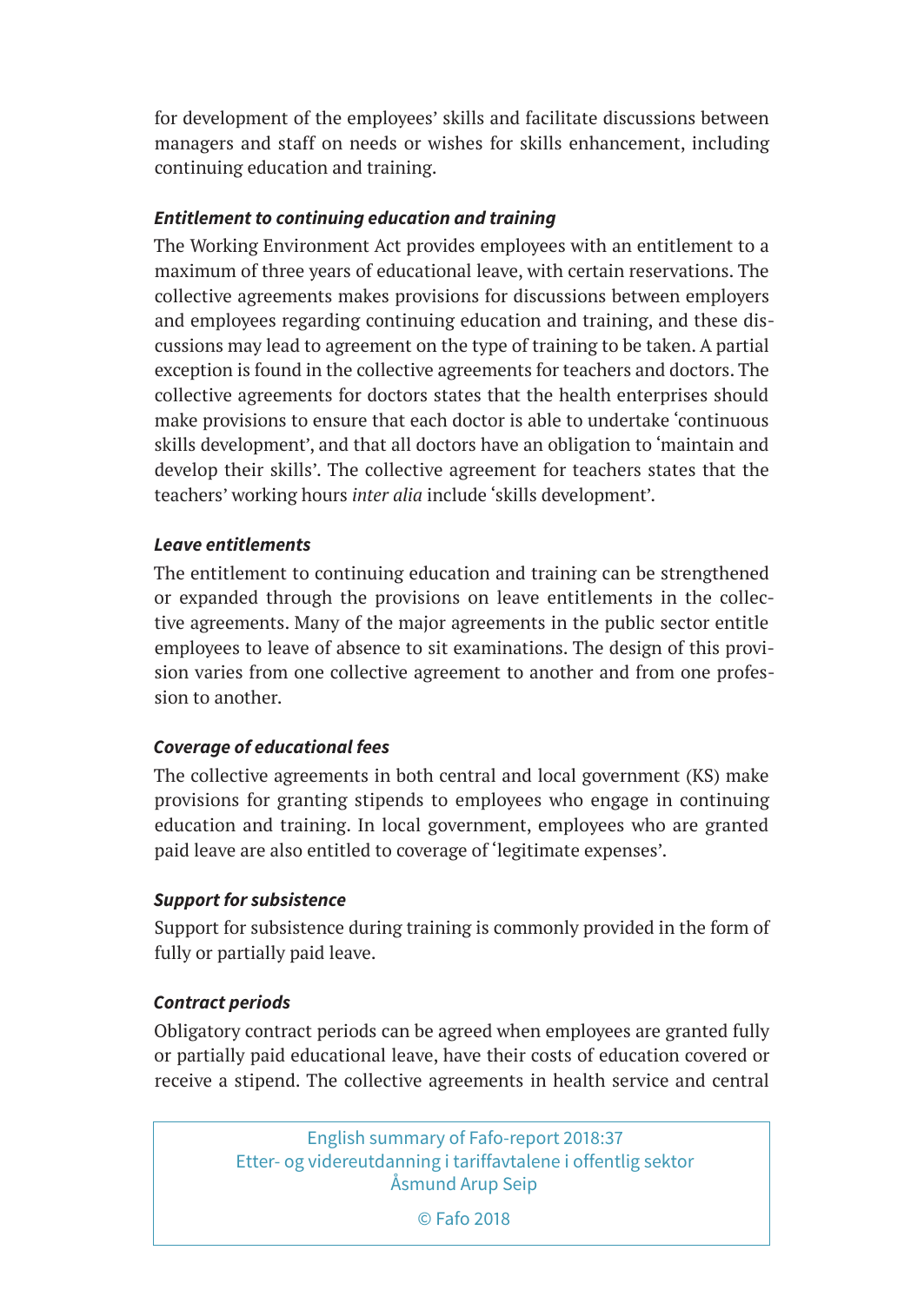for development of the employees' skills and facilitate discussions between managers and staff on needs or wishes for skills enhancement, including continuing education and training.

### *Entitlement to continuing education and training*

The Working Environment Act provides employees with an entitlement to a maximum of three years of educational leave, with certain reservations. The collective agreements makes provisions for discussions between employers and employees regarding continuing education and training, and these discussions may lead to agreement on the type of training to be taken. A partial exception is found in the collective agreements for teachers and doctors. The collective agreements for doctors states that the health enterprises should make provisions to ensure that each doctor is able to undertake 'continuous skills development', and that all doctors have an obligation to 'maintain and develop their skills'. The collective agreement for teachers states that the teachers' working hours *inter alia* include 'skills development'.

### *Leave entitlements*

The entitlement to continuing education and training can be strengthened or expanded through the provisions on leave entitlements in the collective agreements. Many of the major agreements in the public sector entitle employees to leave of absence to sit examinations. The design of this provision varies from one collective agreement to another and from one profession to another.

### *Coverage of educational fees*

The collective agreements in both central and local government (KS) make provisions for granting stipends to employees who engage in continuing education and training. In local government, employees who are granted paid leave are also entitled to coverage of 'legitimate expenses'.

### *Support for subsistence*

Support for subsistence during training is commonly provided in the form of fully or partially paid leave.

### *Contract periods*

Obligatory contract periods can be agreed when employees are granted fully or partially paid educational leave, have their costs of education covered or receive a stipend. The collective agreements in health service and central

English summary of Fafo-report 2018:37
Etter- og videreutdanning i tariffavtalene i offentlig sektor
Åsmund Arup Seip

© Fafo 2018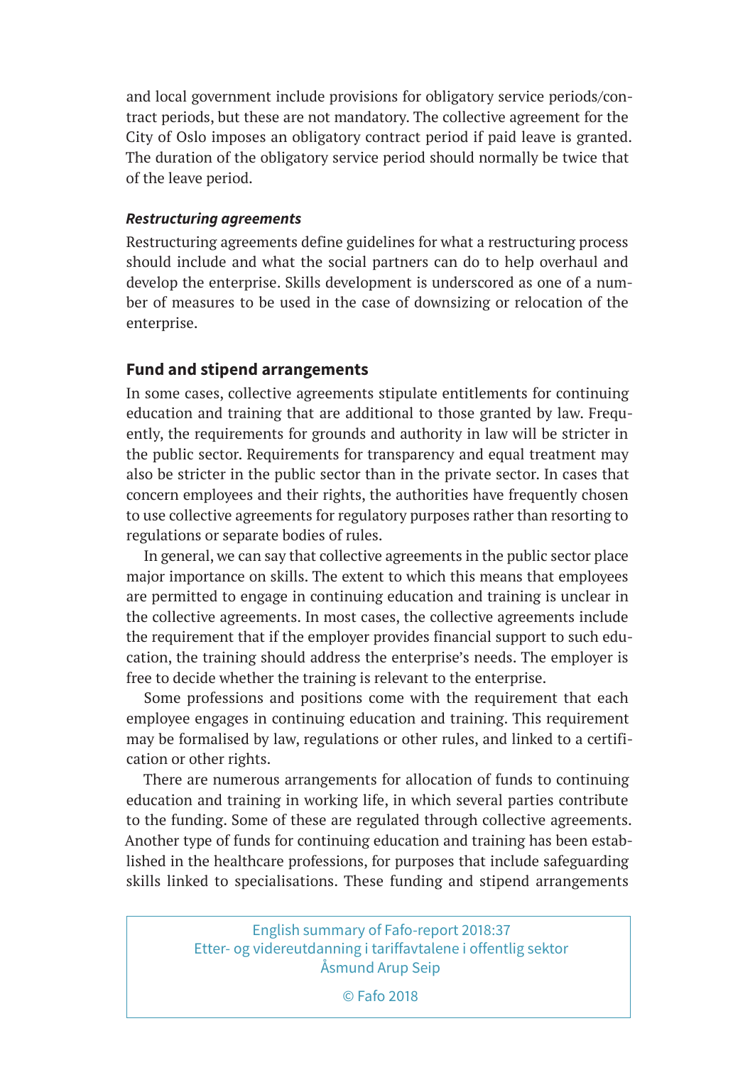and local government include provisions for obligatory service periods/contract periods, but these are not mandatory. The collective agreement for the City of Oslo imposes an obligatory contract period if paid leave is granted. The duration of the obligatory service period should normally be twice that of the leave period.

#### *Restructuring agreements*

Restructuring agreements define guidelines for what a restructuring process should include and what the social partners can do to help overhaul and develop the enterprise. Skills development is underscored as one of a number of measures to be used in the case of downsizing or relocation of the enterprise.

### Fund and stipend arrangements

In some cases, collective agreements stipulate entitlements for continuing education and training that are additional to those granted by law. Frequently, the requirements for grounds and authority in law will be stricter in the public sector. Requirements for transparency and equal treatment may also be stricter in the public sector than in the private sector. In cases that concern employees and their rights, the authorities have frequently chosen to use collective agreements for regulatory purposes rather than resorting to regulations or separate bodies of rules.

In general, we can say that collective agreements in the public sector place major importance on skills. The extent to which this means that employees are permitted to engage in continuing education and training is unclear in the collective agreements. In most cases, the collective agreements include the requirement that if the employer provides financial support to such education, the training should address the enterprise's needs. The employer is free to decide whether the training is relevant to the enterprise.

Some professions and positions come with the requirement that each employee engages in continuing education and training. This requirement may be formalised by law, regulations or other rules, and linked to a certification or other rights.

There are numerous arrangements for allocation of funds to continuing education and training in working life, in which several parties contribute to the funding. Some of these are regulated through collective agreements. Another type of funds for continuing education and training has been established in the healthcare professions, for purposes that include safeguarding skills linked to specialisations. These funding and stipend arrangements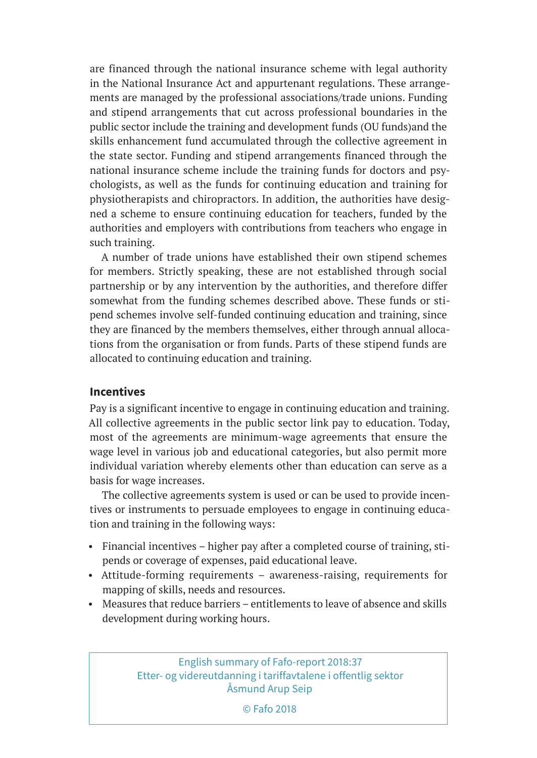are financed through the national insurance scheme with legal authority in the National Insurance Act and appurtenant regulations. These arrangements are managed by the professional associations/trade unions. Funding and stipend arrangements that cut across professional boundaries in the public sector include the training and development funds (OU funds)and the skills enhancement fund accumulated through the collective agreement in the state sector. Funding and stipend arrangements financed through the national insurance scheme include the training funds for doctors and psychologists, as well as the funds for continuing education and training for physiotherapists and chiropractors. In addition, the authorities have designed a scheme to ensure continuing education for teachers, funded by the authorities and employers with contributions from teachers who engage in such training.

A number of trade unions have established their own stipend schemes for members. Strictly speaking, these are not established through social partnership or by any intervention by the authorities, and therefore differ somewhat from the funding schemes described above. These funds or stipend schemes involve self-funded continuing education and training, since they are financed by the members themselves, either through annual allocations from the organisation or from funds. Parts of these stipend funds are allocated to continuing education and training.

## Incentives

Pay is a significant incentive to engage in continuing education and training. All collective agreements in the public sector link pay to education. Today, most of the agreements are minimum-wage agreements that ensure the wage level in various job and educational categories, but also permit more individual variation whereby elements other than education can serve as a basis for wage increases.

The collective agreements system is used or can be used to provide incentives or instruments to persuade employees to engage in continuing education and training in the following ways:

- Financial incentives – higher pay after a completed course of training, stipends or coverage of expenses, paid educational leave.
- Attitude-forming requirements – awareness-raising, requirements for mapping of skills, needs and resources.
- Measures that reduce barriers – entitlements to leave of absence and skills development during working hours.

English summary of Fafo-report 2018:37
Etter- og videreutdanning i tariffavtalene i offentlig sektor
Åsmund Arup Seip

© Fafo 2018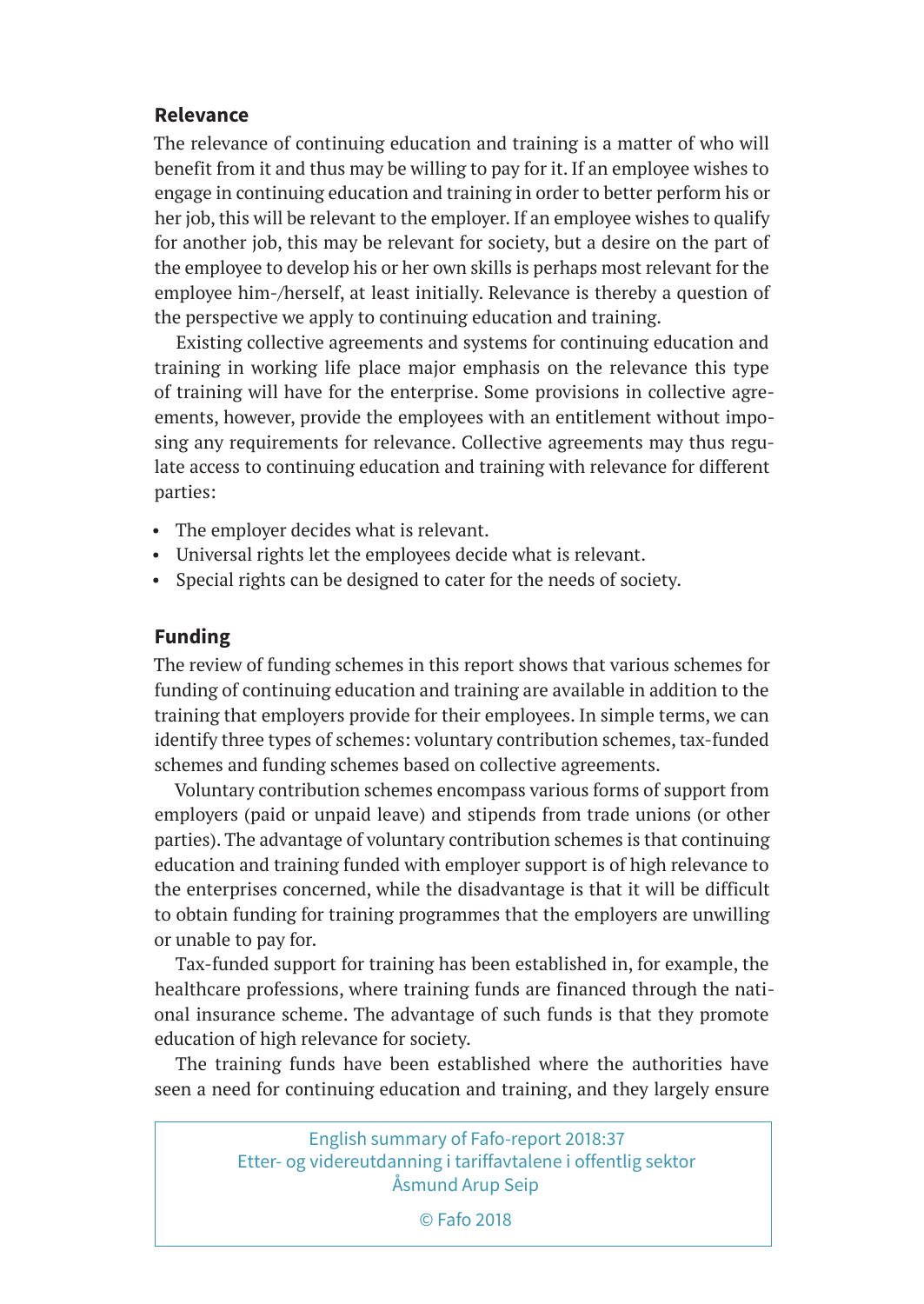## Relevance

The relevance of continuing education and training is a matter of who will benefit from it and thus may be willing to pay for it. If an employee wishes to engage in continuing education and training in order to better perform his or her job, this will be relevant to the employer. If an employee wishes to qualify for another job, this may be relevant for society, but a desire on the part of the employee to develop his or her own skills is perhaps most relevant for the employee him-/herself, at least initially. Relevance is thereby a question of the perspective we apply to continuing education and training.

Existing collective agreements and systems for continuing education and training in working life place major emphasis on the relevance this type of training will have for the enterprise. Some provisions in collective agreements, however, provide the employees with an entitlement without imposing any requirements for relevance. Collective agreements may thus regulate access to continuing education and training with relevance for different parties:

- The employer decides what is relevant.
- Universal rights let the employees decide what is relevant.
- Special rights can be designed to cater for the needs of society.

## Funding

The review of funding schemes in this report shows that various schemes for funding of continuing education and training are available in addition to the training that employers provide for their employees. In simple terms, we can identify three types of schemes: voluntary contribution schemes, tax-funded schemes and funding schemes based on collective agreements.

Voluntary contribution schemes encompass various forms of support from employers (paid or unpaid leave) and stipends from trade unions (or other parties). The advantage of voluntary contribution schemes is that continuing education and training funded with employer support is of high relevance to the enterprises concerned, while the disadvantage is that it will be difficult to obtain funding for training programmes that the employers are unwilling or unable to pay for.

Tax-funded support for training has been established in, for example, the healthcare professions, where training funds are financed through the national insurance scheme. The advantage of such funds is that they promote education of high relevance for society.

The training funds have been established where the authorities have seen a need for continuing education and training, and they largely ensure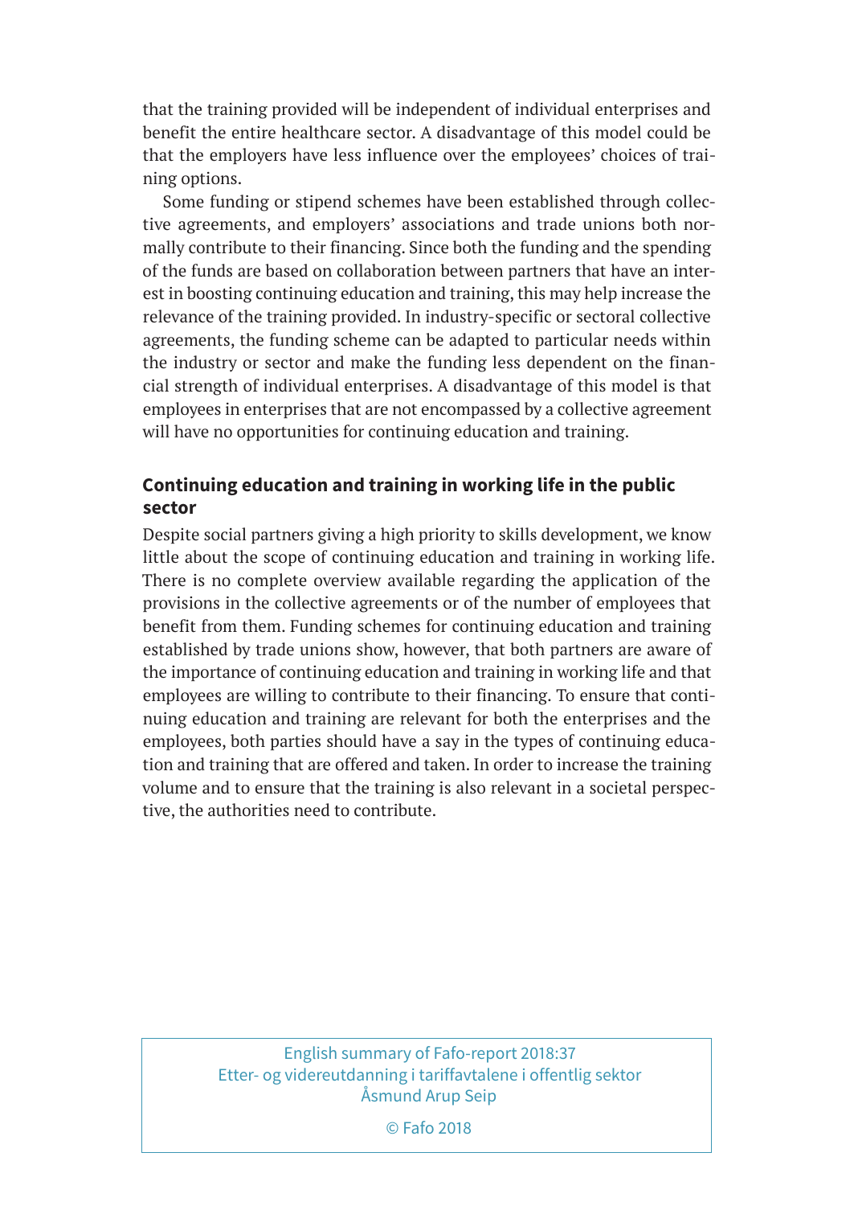that the training provided will be independent of individual enterprises and benefit the entire healthcare sector. A disadvantage of this model could be that the employers have less influence over the employees' choices of training options.

Some funding or stipend schemes have been established through collective agreements, and employers' associations and trade unions both normally contribute to their financing. Since both the funding and the spending of the funds are based on collaboration between partners that have an interest in boosting continuing education and training, this may help increase the relevance of the training provided. In industry-specific or sectoral collective agreements, the funding scheme can be adapted to particular needs within the industry or sector and make the funding less dependent on the financial strength of individual enterprises. A disadvantage of this model is that employees in enterprises that are not encompassed by a collective agreement will have no opportunities for continuing education and training.

### Continuing education and training in working life in the public sector

Despite social partners giving a high priority to skills development, we know little about the scope of continuing education and training in working life. There is no complete overview available regarding the application of the provisions in the collective agreements or of the number of employees that benefit from them. Funding schemes for continuing education and training established by trade unions show, however, that both partners are aware of the importance of continuing education and training in working life and that employees are willing to contribute to their financing. To ensure that continuing education and training are relevant for both the enterprises and the employees, both parties should have a say in the types of continuing education and training that are offered and taken. In order to increase the training volume and to ensure that the training is also relevant in a societal perspective, the authorities need to contribute.

English summary of Fafo-report 2018:37
Etter- og videreutdanning i tariffavtalene i offentlig sektor
Åsmund Arup Seip

© Fafo 2018